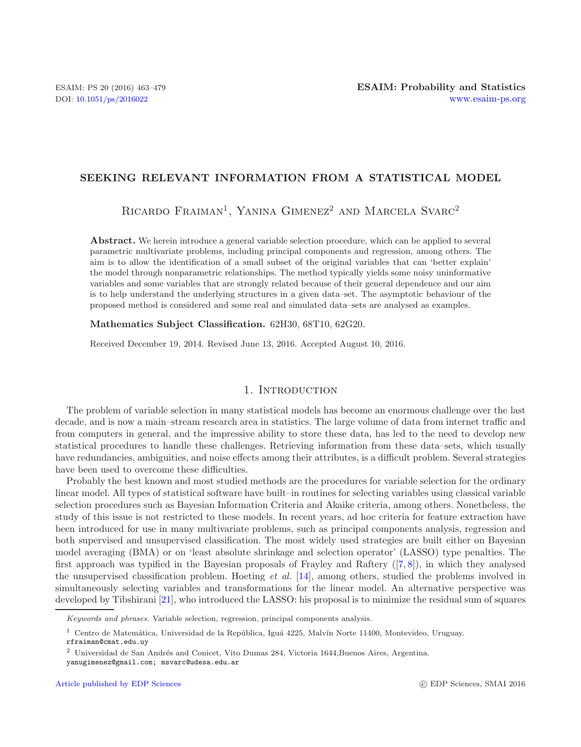# SEEKING RELEVANT INFORMATION FROM A STATISTICAL MODEL

Ricardo Fraiman[1], Yanina Gimenez[2] and Marcela Svarc[2]

**Abstract.** We herein introduce a general variable selection procedure, which can be applied to several parametric multivariate problems, including principal components and regression, among others. The aim is to allow the identification of a small subset of the original variables that can 'better explain' the model through nonparametric relationships. The method typically yields some noisy uninformative variables and some variables that are strongly related because of their general dependence and our aim is to help understand the underlying structures in a given data–set. The asymptotic behaviour of the proposed method is considered and some real and simulated data–sets are analysed as examples.

**Mathematics Subject Classification.** 62H30, 68T10, 62G20.

Received December 19, 2014. Revised June 13, 2016. Accepted August 10, 2016.

## 1. Introduction

The problem of variable selection in many statistical models has become an enormous challenge over the last decade, and is now a main–stream research area in statistics. The large volume of data from internet traffic and from computers in general, and the impressive ability to store these data, has led to the need to develop new statistical procedures to handle these challenges. Retrieving information from these data–sets, which usually have redundancies, ambiguities, and noise effects among their attributes, is a difficult problem. Several strategies have been used to overcome these difficulties.

Probably the best known and most studied methods are the procedures for variable selection for the ordinary linear model. All types of statistical software have built–in routines for selecting variables using classical variable selection procedures such as Bayesian Information Criteria and Akaike criteria, among others. Nonetheless, the study of this issue is not restricted to these models. In recent years, ad hoc criteria for feature extraction have been introduced for use in many multivariate problems, such as principal components analysis, regression and both supervised and unsupervised classification. The most widely used strategies are built either on Bayesian model averaging (BMA) or on 'least absolute shrinkage and selection operator' (LASSO) type penalties. The first approach was typified in the Bayesian proposals of Frayley and Raftery ([7, 8]), in which they analysed the unsupervised classification problem. Hoeting *et al.* [14], among others, studied the problems involved in simultaneously selecting variables and transformations for the linear model. An alternative perspective was developed by Tibshirani [21], who introduced the LASSO: his proposal is to minimize the residual sum of squares

---

*Keywords and phrases.* Variable selection, regression, principal components analysis.

[1] Centro de Matemática, Universidad de la República, Iguá 4225, Malvín Norte 11400, Montevideo, Uruguay. rfraiman@cmat.edu.uy

[2] Universidad de San Andrés and Conicet, Vito Dumas 284, Victoria 1644,Buenos Aires, Argentina. yanugimenez@gmail.com; msvarc@udesa.edu.ar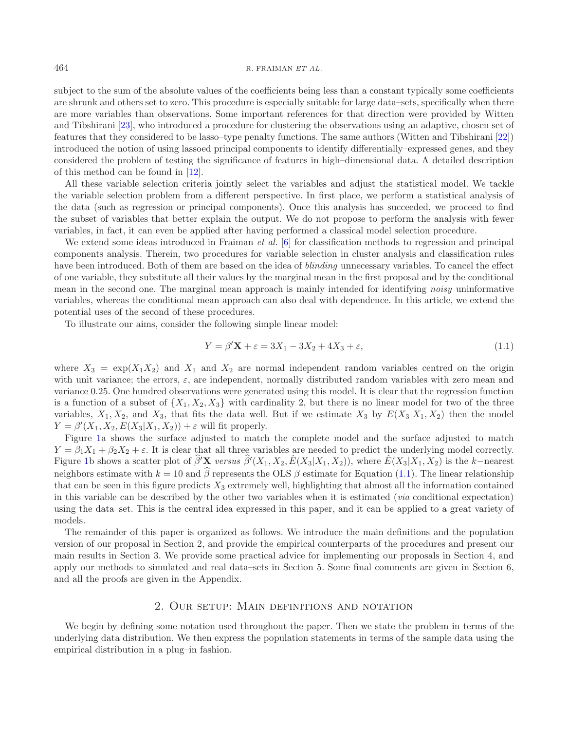subject to the sum of the absolute values of the coefficients being less than a constant typically some coefficients are shrunk and others set to zero. This procedure is especially suitable for large data–sets, specifically when there are more variables than observations. Some important references for that direction were provided by Witten and Tibshirani [23], who introduced a procedure for clustering the observations using an adaptive, chosen set of features that they considered to be lasso–type penalty functions. The same authors (Witten and Tibshirani [22]) introduced the notion of using lassoed principal components to identify differentially–expressed genes, and they considered the problem of testing the significance of features in high–dimensional data. A detailed description of this method can be found in [12].

All these variable selection criteria jointly select the variables and adjust the statistical model. We tackle the variable selection problem from a different perspective. In first place, we perform a statistical analysis of the data (such as regression or principal components). Once this analysis has succeeded, we proceed to find the subset of variables that better explain the output. We do not propose to perform the analysis with fewer variables, in fact, it can even be applied after having performed a classical model selection procedure.

We extend some ideas introduced in Fraiman *et al.* [6] for classification methods to regression and principal components analysis. Therein, two procedures for variable selection in cluster analysis and classification rules have been introduced. Both of them are based on the idea of *blinding* unnecessary variables. To cancel the effect of one variable, they substitute all their values by the marginal mean in the first proposal and by the conditional mean in the second one. The marginal mean approach is mainly intended for identifying *noisy* uninformative variables, whereas the conditional mean approach can also deal with dependence. In this article, we extend the potential uses of the second of these procedures.

To illustrate our aims, consider the following simple linear model:

$$Y = \beta'\mathbf{X} + \varepsilon = 3X_1 - 3X_2 + 4X_3 + \varepsilon, \tag{1.1}$$

where $X_3 = \exp(X_1X_2)$ and $X_1$ and $X_2$ are normal independent random variables centred on the origin with unit variance; the errors, $\varepsilon$, are independent, normally distributed random variables with zero mean and variance 0.25. One hundred observations were generated using this model. It is clear that the regression function is a function of a subset of $\{X_1, X_2, X_3\}$ with cardinality 2, but there is no linear model for two of the three variables, $X_1, X_2$, and $X_3$, that fits the data well. But if we estimate $X_3$ by $E(X_3|X_1, X_2)$ then the model $Y = \beta'(X_1, X_2, E(X_3|X_1, X_2)) + \varepsilon$ will fit properly.

Figure 1a shows the surface adjusted to match the complete model and the surface adjusted to match $Y = \beta_1X_1 + \beta_2X_2 + \varepsilon$. It is clear that all three variables are needed to predict the underlying model correctly. Figure 1b shows a scatter plot of $\widehat{\beta}'\mathbf{X}$ *versus* $\widehat{\beta}'(X_1, X_2, \hat{E}(X_3|X_1, X_2))$, where $\hat{E}(X_3|X_1, X_2)$ is the $k-$nearest neighbors estimate with $k = 10$ and $\widehat{\beta}$ represents the OLS $\beta$ estimate for Equation (1.1). The linear relationship that can be seen in this figure predicts $X_3$ extremely well, highlighting that almost all the information contained in this variable can be described by the other two variables when it is estimated (*via* conditional expectation) using the data–set. This is the central idea expressed in this paper, and it can be applied to a great variety of models.

The remainder of this paper is organized as follows. We introduce the main definitions and the population version of our proposal in Section 2, and provide the empirical counterparts of the procedures and present our main results in Section 3. We provide some practical advice for implementing our proposals in Section 4, and apply our methods to simulated and real data–sets in Section 5. Some final comments are given in Section 6, and all the proofs are given in the Appendix.

## 2. Our setup: Main definitions and notation

We begin by defining some notation used throughout the paper. Then we state the problem in terms of the underlying data distribution. We then express the population statements in terms of the sample data using the empirical distribution in a plug–in fashion.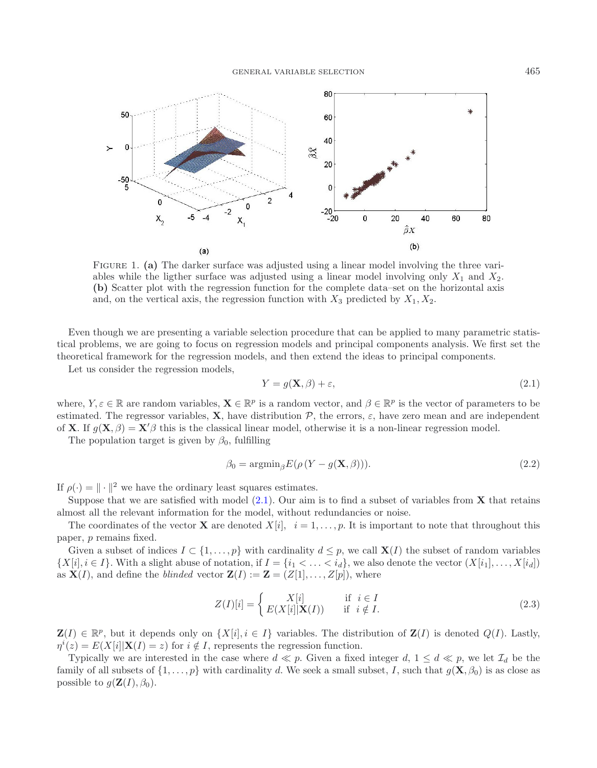FIGURE 1. **(a)** The darker surface was adjusted using a linear model involving the three variables while the ligther surface was adjusted using a linear model involving only $X_1$ and $X_2$. **(b)** Scatter plot with the regression function for the complete data–set on the horizontal axis and, on the vertical axis, the regression function with $X_3$ predicted by $X_1, X_2$.

Even though we are presenting a variable selection procedure that can be applied to many parametric statistical problems, we are going to focus on regression models and principal components analysis. We first set the theoretical framework for the regression models, and then extend the ideas to principal components.

Let us consider the regression models,

$$Y = g(\mathbf{X}, \beta) + \varepsilon, \tag{2.1}$$

where, $Y, \varepsilon \in \mathbb{R}$ are random variables, $\mathbf{X} \in \mathbb{R}^p$ is a random vector, and $\beta \in \mathbb{R}^p$ is the vector of parameters to be estimated. The regressor variables, $\mathbf{X}$, have distribution $\mathcal{P}$, the errors, $\varepsilon$, have zero mean and are independent of $\mathbf{X}$. If $g(\mathbf{X}, \beta) = \mathbf{X}'\beta$ this is the classical linear model, otherwise it is a non-linear regression model.

The population target is given by $\beta_0$, fulfilling

$$\beta_0 = \mathrm{argmin}_\beta E(\rho(Y - g(\mathbf{X}, \beta))). \tag{2.2}$$

If $\rho(\cdot) = \| \cdot \|^2$ we have the ordinary least squares estimates.

Suppose that we are satisfied with model (2.1). Our aim is to find a subset of variables from $\mathbf{X}$ that retains almost all the relevant information for the model, without redundancies or noise.

The coordinates of the vector $\mathbf{X}$ are denoted $X[i], \ \ i = 1, \ldots, p$. It is important to note that throughout this paper, $p$ remains fixed.

Given a subset of indices $I \subset \{1, \ldots, p\}$ with cardinality $d \leq p$, we call $\mathbf{X}(I)$ the subset of random variables $\{X[i], i \in I\}$. With a slight abuse of notation, if $I = \{i_1 < \ldots < i_d\}$, we also denote the vector $(X[i_1], \ldots, X[i_d])$ as $\mathbf{X}(I)$, and define the *blinded* vector $\mathbf{Z}(I) := \mathbf{Z} = (Z[1], \ldots, Z[p])$, where

$$Z(I)[i] = \begin{cases} X[i] & \text{if } \ i \in I \\ E(X[i]|\mathbf{X}(I)) & \text{if } \ i \notin I. \end{cases} \tag{2.3}$$

$\mathbf{Z}(I) \in \mathbb{R}^p$, but it depends only on $\{X[i], i \in I\}$ variables. The distribution of $\mathbf{Z}(I)$ is denoted $Q(I)$. Lastly, $\eta^i(z) = E(X[i]|\mathbf{X}(I) = z)$ for $i \notin I$, represents the regression function.

Typically we are interested in the case where $d \ll p$. Given a fixed integer $d$, $1 \leq d \ll p$, we let $\mathcal{I}_d$ be the family of all subsets of $\{1, \ldots, p\}$ with cardinality $d$. We seek a small subset, $I$, such that $g(\mathbf{X}, \beta_0)$ is as close as possible to $g(\mathbf{Z}(I), \beta_0)$.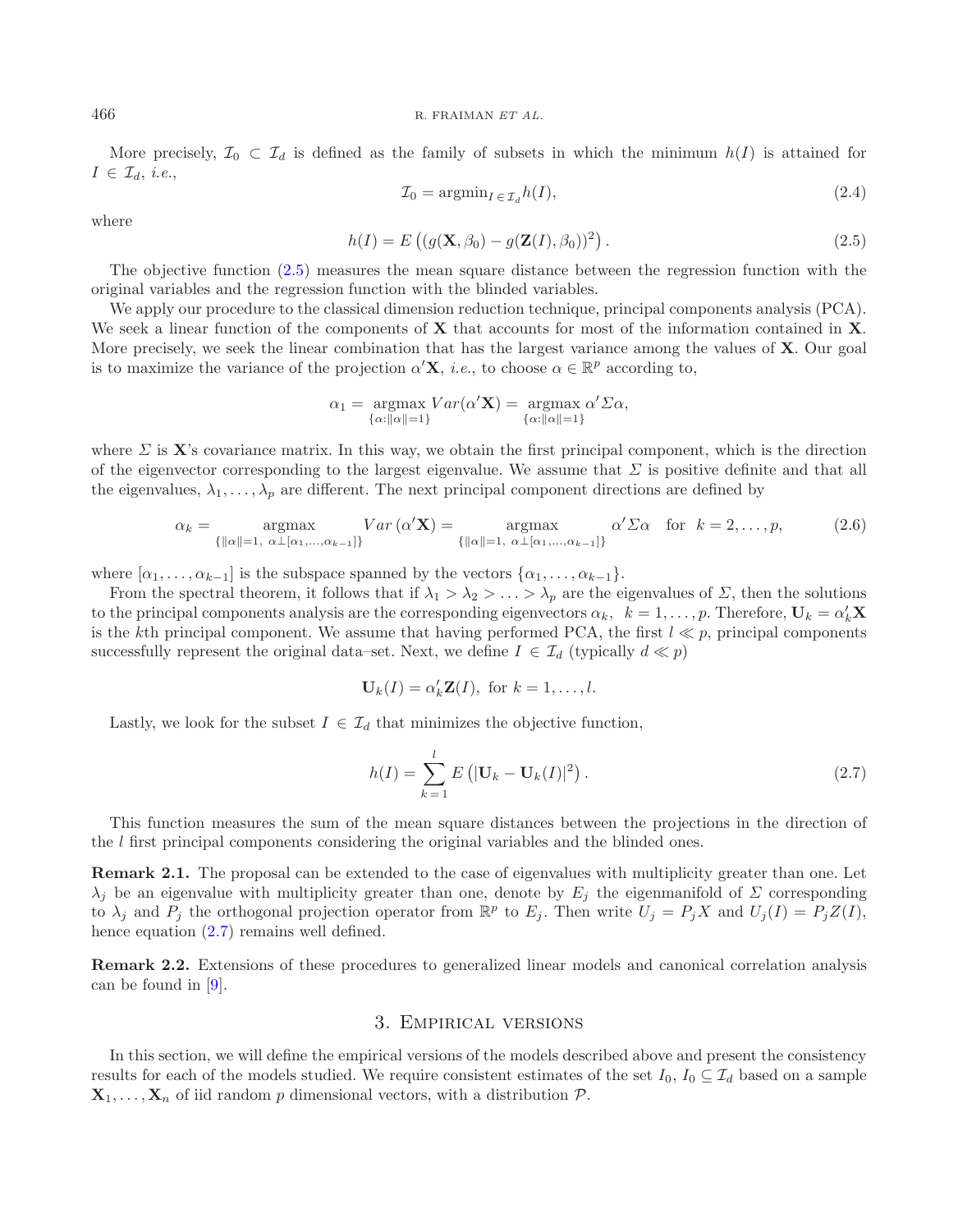More precisely, $\mathcal{I}_0 \subset \mathcal{I}_d$ is defined as the family of subsets in which the minimum $h(I)$ is attained for $I \in \mathcal{I}_d$, *i.e.*,

$$\mathcal{I}_0 = \text{argmin}_{I \in \mathcal{I}_d} h(I), \tag{2.4}$$

where

$$h(I) = E\left((g(\mathbf{X}, \beta_0) - g(\mathbf{Z}(I), \beta_0))^2\right). \tag{2.5}$$

The objective function (2.5) measures the mean square distance between the regression function with the original variables and the regression function with the blinded variables.

We apply our procedure to the classical dimension reduction technique, principal components analysis (PCA). We seek a linear function of the components of $\mathbf{X}$ that accounts for most of the information contained in $\mathbf{X}$. More precisely, we seek the linear combination that has the largest variance among the values of $\mathbf{X}$. Our goal is to maximize the variance of the projection $\alpha'\mathbf{X}$, *i.e.*, to choose $\alpha \in \mathbb{R}^p$ according to,

$$\alpha_1 = \underset{\{\alpha : \|\alpha\|=1\}}{\text{argmax}}\, Var(\alpha'\mathbf{X}) = \underset{\{\alpha : \|\alpha\|=1\}}{\text{argmax}}\, \alpha'\Sigma\alpha,$$

where $\Sigma$ is $\mathbf{X}$'s covariance matrix. In this way, we obtain the first principal component, which is the direction of the eigenvector corresponding to the largest eigenvalue. We assume that $\Sigma$ is positive definite and that all the eigenvalues, $\lambda_1, \ldots, \lambda_p$ are different. The next principal component directions are defined by

$$\alpha_k = \underset{\{\|\alpha\|=1,\ \alpha \perp [\alpha_1, \ldots, \alpha_{k-1}]\}}{\text{argmax}} Var\,(\alpha'\mathbf{X}) = \underset{\{\|\alpha\|=1,\ \alpha \perp [\alpha_1, \ldots, \alpha_{k-1}]\}}{\text{argmax}} \alpha'\Sigma\alpha \quad \text{for} \quad k = 2, \ldots, p, \tag{2.6}$$

where $[\alpha_1, \ldots, \alpha_{k-1}]$ is the subspace spanned by the vectors $\{\alpha_1, \ldots, \alpha_{k-1}\}$.

From the spectral theorem, it follows that if $\lambda_1 > \lambda_2 > \ldots > \lambda_p$ are the eigenvalues of $\Sigma$, then the solutions to the principal components analysis are the corresponding eigenvectors $\alpha_k$, $k = 1, \ldots, p$. Therefore, $\mathbf{U}_k = \alpha_k'\mathbf{X}$ is the $k$th principal component. We assume that having performed PCA, the first $l \ll p$, principal components successfully represent the original data–set. Next, we define $I \in \mathcal{I}_d$ (typically $d \ll p$)

$$\mathbf{U}_k(I) = \alpha_k'\mathbf{Z}(I), \text{ for } k = 1, \ldots, l.$$

Lastly, we look for the subset $I \in \mathcal{I}_d$ that minimizes the objective function,

$$h(I) = \sum_{k=1}^{l} E\left(|\mathbf{U}_k - \mathbf{U}_k(I)|^2\right). \tag{2.7}$$

This function measures the sum of the mean square distances between the projections in the direction of the $l$ first principal components considering the original variables and the blinded ones.

**Remark 2.1.** The proposal can be extended to the case of eigenvalues with multiplicity greater than one. Let $\lambda_j$ be an eigenvalue with multiplicity greater than one, denote by $E_j$ the eigenmanifold of $\Sigma$ corresponding to $\lambda_j$ and $P_j$ the orthogonal projection operator from $\mathbb{R}^p$ to $E_j$. Then write $U_j = P_jX$ and $U_j(I) = P_jZ(I)$, hence equation (2.7) remains well defined.

**Remark 2.2.** Extensions of these procedures to generalized linear models and canonical correlation analysis can be found in [9].

## 3. Empirical versions

In this section, we will define the empirical versions of the models described above and present the consistency results for each of the models studied. We require consistent estimates of the set $I_0$, $I_0 \subseteq \mathcal{I}_d$ based on a sample $\mathbf{X}_1, \ldots, \mathbf{X}_n$ of iid random $p$ dimensional vectors, with a distribution $\mathcal{P}$.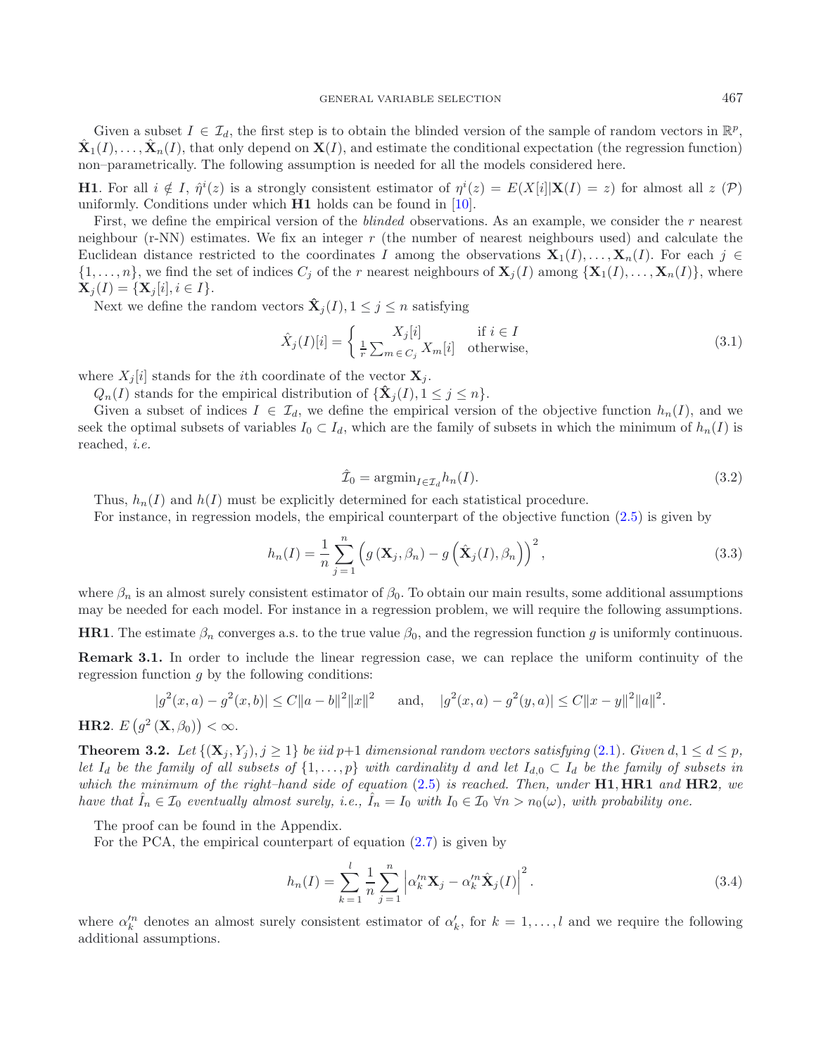Given a subset $I \in \mathcal{I}_d$, the first step is to obtain the blinded version of the sample of random vectors in $\mathbb{R}^p$, $\hat{\mathbf{X}}_1(I), \ldots, \hat{\mathbf{X}}_n(I)$, that only depend on $\mathbf{X}(I)$, and estimate the conditional expectation (the regression function) non–parametrically. The following assumption is needed for all the models considered here.

**H1**. For all $i \notin I$, $\hat{\eta}^i(z)$ is a strongly consistent estimator of $\eta^i(z) = E(X[i]|\mathbf{X}(I) = z)$ for almost all $z$ $(\mathcal{P})$ uniformly. Conditions under which **H1** holds can be found in [10].

First, we define the empirical version of the *blinded* observations. As an example, we consider the $r$ nearest neighbour (r-NN) estimates. We fix an integer $r$ (the number of nearest neighbours used) and calculate the Euclidean distance restricted to the coordinates $I$ among the observations $\mathbf{X}_1(I), \ldots, \mathbf{X}_n(I)$. For each $j \in \{1, \ldots, n\}$, we find the set of indices $C_j$ of the $r$ nearest neighbours of $\mathbf{X}_j(I)$ among $\{\mathbf{X}_1(I), \ldots, \mathbf{X}_n(I)\}$, where $\mathbf{X}_j(I) = \{\mathbf{X}_j[i], i \in I\}$.

Next we define the random vectors $\hat{\mathbf{X}}_j(I), 1 \leq j \leq n$ satisfying

$$\hat{X}_j(I)[i] = \begin{cases} X_j[i] & \text{if } i \in I \\ \frac{1}{r}\sum_{m \in C_j} X_m[i] & \text{otherwise,} \end{cases} \tag{3.1}$$

where $X_j[i]$ stands for the $i$th coordinate of the vector $\mathbf{X}_j$.

$Q_n(I)$ stands for the empirical distribution of $\{\hat{\mathbf{X}}_j(I), 1 \leq j \leq n\}$.

Given a subset of indices $I \in \mathcal{I}_d$, we define the empirical version of the objective function $h_n(I)$, and we seek the optimal subsets of variables $I_0 \subset I_d$, which are the family of subsets in which the minimum of $h_n(I)$ is reached, *i.e.*

$$\hat{\mathcal{I}}_0 = \operatorname{argmin}_{I \in \mathcal{I}_d} h_n(I). \tag{3.2}$$

Thus, $h_n(I)$ and $h(I)$ must be explicitly determined for each statistical procedure.

For instance, in regression models, the empirical counterpart of the objective function (2.5) is given by

$$h_n(I) = \frac{1}{n}\sum_{j=1}^{n}\left(g\left(\mathbf{X}_j, \beta_n\right) - g\left(\hat{\mathbf{X}}_j(I), \beta_n\right)\right)^2, \tag{3.3}$$

where $\beta_n$ is an almost surely consistent estimator of $\beta_0$. To obtain our main results, some additional assumptions may be needed for each model. For instance in a regression problem, we will require the following assumptions.

**HR1**. The estimate $\beta_n$ converges a.s. to the true value $\beta_0$, and the regression function $g$ is uniformly continuous.

**Remark 3.1.** In order to include the linear regression case, we can replace the uniform continuity of the regression function $g$ by the following conditions:

$$|g^2(x,a) - g^2(x,b)| \leq C\|a-b\|^2\|x\|^2 \qquad \text{and,} \qquad |g^2(x,a) - g^2(y,a)| \leq C\|x-y\|^2\|a\|^2.$$

**HR2**. $E\left(g^2\left(\mathbf{X}, \beta_0\right)\right) < \infty$.

**Theorem 3.2.** *Let $\{(\mathbf{X}_j, Y_j), j \geq 1\}$ be iid $p+1$ dimensional random vectors satisfying (2.1). Given $d, 1 \leq d \leq p$, let $I_d$ be the family of all subsets of $\{1, \ldots, p\}$ with cardinality $d$ and let $I_{d,0} \subset I_d$ be the family of subsets in which the minimum of the right–hand side of equation (2.5) is reached. Then, under* **H1**, **HR1** *and* **HR2**, *we have that $\hat{I}_n \in \mathcal{I}_0$ eventually almost surely, i.e., $\hat{I}_n = I_0$ with $I_0 \in \mathcal{I}_0$ $\forall n > n_0(\omega)$, with probability one.*

The proof can be found in the Appendix.

For the PCA, the empirical counterpart of equation (2.7) is given by

$$h_n(I) = \sum_{k=1}^{l}\frac{1}{n}\sum_{j=1}^{n}\left|\alpha_k'^n\mathbf{X}_j - \alpha_k'^n\hat{\mathbf{X}}_j(I)\right|^2. \tag{3.4}$$

where $\alpha_k'^n$ denotes an almost surely consistent estimator of $\alpha_k'$, for $k = 1, \ldots, l$ and we require the following additional assumptions.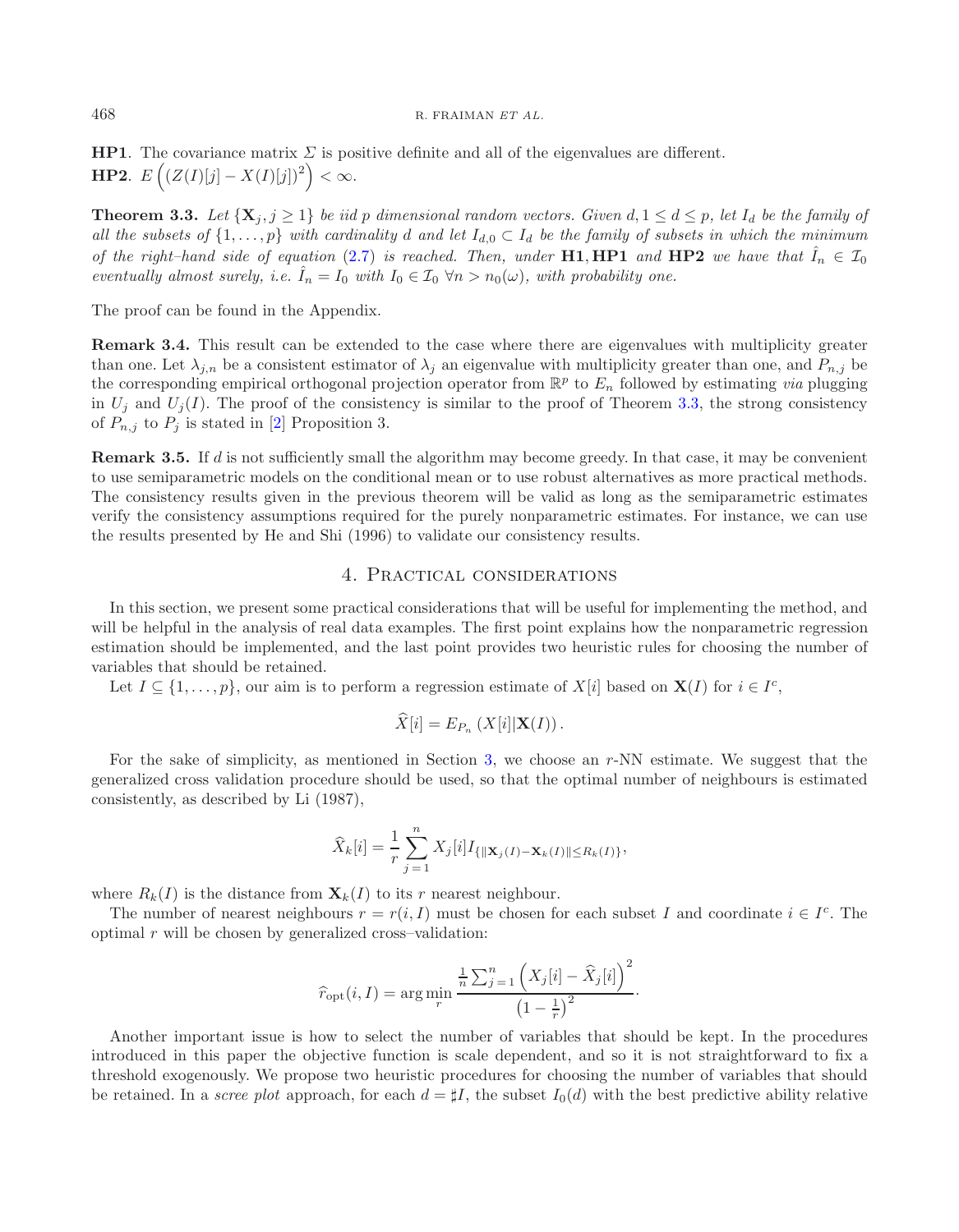**HP1**. The covariance matrix $\Sigma$ is positive definite and all of the eigenvalues are different.
**HP2**. $E\left((Z(I)[j] - X(I)[j])^2\right) < \infty$.

**Theorem 3.3.** *Let $\{\mathbf{X}_j, j \geq 1\}$ be iid $p$ dimensional random vectors. Given $d, 1 \leq d \leq p$, let $I_d$ be the family of all the subsets of $\{1,\ldots,p\}$ with cardinality $d$ and let $I_{d,0} \subset I_d$ be the family of subsets in which the minimum of the right–hand side of equation (2.7) is reached. Then, under* **H1**, **HP1** *and* **HP2** *we have that $\hat{I}_n \in \mathcal{I}_0$ eventually almost surely, i.e. $\hat{I}_n = I_0$ with $I_0 \in \mathcal{I}_0$ $\forall n > n_0(\omega)$, with probability one.*

The proof can be found in the Appendix.

**Remark 3.4.** This result can be extended to the case where there are eigenvalues with multiplicity greater than one. Let $\lambda_{j,n}$ be a consistent estimator of $\lambda_j$ an eigenvalue with multiplicity greater than one, and $P_{n,j}$ be the corresponding empirical orthogonal projection operator from $\mathbb{R}^p$ to $E_n$ followed by estimating *via* plugging in $U_j$ and $U_j(I)$. The proof of the consistency is similar to the proof of Theorem 3.3, the strong consistency of $P_{n,j}$ to $P_j$ is stated in [2] Proposition 3.

**Remark 3.5.** If $d$ is not sufficiently small the algorithm may become greedy. In that case, it may be convenient to use semiparametric models on the conditional mean or to use robust alternatives as more practical methods. The consistency results given in the previous theorem will be valid as long as the semiparametric estimates verify the consistency assumptions required for the purely nonparametric estimates. For instance, we can use the results presented by He and Shi (1996) to validate our consistency results.

## 4. Practical considerations

In this section, we present some practical considerations that will be useful for implementing the method, and will be helpful in the analysis of real data examples. The first point explains how the nonparametric regression estimation should be implemented, and the last point provides two heuristic rules for choosing the number of variables that should be retained.

Let $I \subseteq \{1,\ldots,p\}$, our aim is to perform a regression estimate of $X[i]$ based on $\mathbf{X}(I)$ for $i \in I^c$,

$$\widehat{X}[i] = E_{P_n}\left(X[i]|\mathbf{X}(I)\right).$$

For the sake of simplicity, as mentioned in Section 3, we choose an $r$-NN estimate. We suggest that the generalized cross validation procedure should be used, so that the optimal number of neighbours is estimated consistently, as described by Li (1987),

$$\widehat{X}_k[i] = \frac{1}{r}\sum_{j=1}^{n} X_j[i] I_{\{\|\mathbf{X}_j(I) - \mathbf{X}_k(I)\| \leq R_k(I)\}},$$

where $R_k(I)$ is the distance from $\mathbf{X}_k(I)$ to its $r$ nearest neighbour.

The number of nearest neighbours $r = r(i, I)$ must be chosen for each subset $I$ and coordinate $i \in I^c$. The optimal $r$ will be chosen by generalized cross–validation:

$$\widehat{r}_{\text{opt}}(i, I) = \arg\min_{r} \frac{\frac{1}{n}\sum_{j=1}^{n}\left(X_j[i] - \widehat{X}_j[i]\right)^2}{\left(1 - \frac{1}{r}\right)^2}.$$

Another important issue is how to select the number of variables that should be kept. In the procedures introduced in this paper the objective function is scale dependent, and so it is not straightforward to fix a threshold exogenously. We propose two heuristic procedures for choosing the number of variables that should be retained. In a *scree plot* approach, for each $d = \sharp I$, the subset $I_0(d)$ with the best predictive ability relative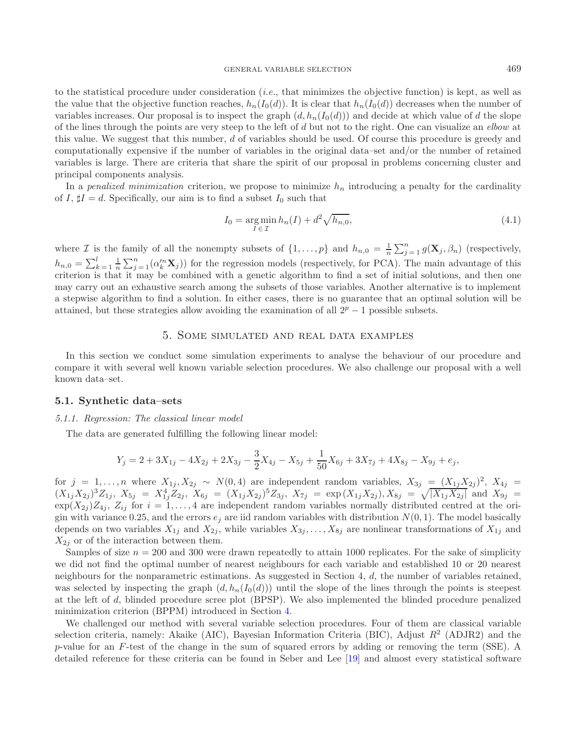to the statistical procedure under consideration (*i.e.*, that minimizes the objective function) is kept, as well as the value that the objective function reaches, $h_n(I_0(d))$. It is clear that $h_n(I_0(d))$ decreases when the number of variables increases. Our proposal is to inspect the graph $(d, h_n(I_0(d)))$ and decide at which value of $d$ the slope of the lines through the points are very steep to the left of $d$ but not to the right. One can visualize an *elbow* at this value. We suggest that this number, $d$ of variables should be used. Of course this procedure is greedy and computationally expensive if the number of variables in the original data–set and/or the number of retained variables is large. There are criteria that share the spirit of our proposal in problems concerning cluster and principal components analysis.

In a *penalized minimization* criterion, we propose to minimize $h_n$ introducing a penalty for the cardinality of $I$, $\sharp I = d$. Specifically, our aim is to find a subset $I_0$ such that

$$I_0 = \underset{I \in \mathcal{I}}{\arg\min}\, h_n(I) + d^2 \sqrt{h_{n,0}}, \tag{4.1}$$

where $\mathcal{I}$ is the family of all the nonempty subsets of $\{1, \ldots, p\}$ and $h_{n,0} = \frac{1}{n}\sum_{j=1}^{n} g(\mathbf{X}_j, \beta_n)$ (respectively, $h_{n,0} = \sum_{k=1}^{l} \frac{1}{n}\sum_{j=1}^{n}(\alpha_k'^n \mathbf{X}_j))$ for the regression models (respectively, for PCA). The main advantage of this criterion is that it may be combined with a genetic algorithm to find a set of initial solutions, and then one may carry out an exhaustive search among the subsets of those variables. Another alternative is to implement a stepwise algorithm to find a solution. In either cases, there is no guarantee that an optimal solution will be attained, but these strategies allow avoiding the examination of all $2^p - 1$ possible subsets.

## 5. Some simulated and real data examples

In this section we conduct some simulation experiments to analyse the behaviour of our procedure and compare it with several well known variable selection procedures. We also challenge our proposal with a well known data–set.

### 5.1. Synthetic data–sets

#### *5.1.1. Regression: The classical linear model*

The data are generated fulfilling the following linear model:

$$Y_j = 2 + 3X_{1j} - 4X_{2j} + 2X_{3j} - \frac{3}{2}X_{4j} - X_{5j} + \frac{1}{50}X_{6j} + 3X_{7j} + 4X_{8j} - X_{9j} + e_j,$$

for $j = 1, \ldots, n$ where $X_{1j}, X_{2j} \sim N(0, 4)$ are independent random variables, $X_{3j} = (X_{1j}X_{2j})^2$, $X_{4j} = (X_{1j}X_{2j})^3 Z_{1j}$, $X_{5j} = X_{1j}^4 Z_{2j}$, $X_{6j} = (X_{1j}X_{2j})^5 Z_{3j}$, $X_{7j} = \exp(X_{1j}X_{2j})$, $X_{8j} = \sqrt{|X_{1j}X_{2j}|}$ and $X_{9j} = \exp(X_{2j})Z_{4j}$, $Z_{ij}$ for $i = 1, \ldots, 4$ are independent random variables normally distributed centred at the origin with variance 0.25, and the errors $e_j$ are iid random variables with distribution $N(0, 1)$. The model basically depends on two variables $X_{1j}$ and $X_{2j}$, while variables $X_{3j}, \ldots, X_{8j}$ are nonlinear transformations of $X_{1j}$ and $X_{2j}$ or of the interaction between them.

Samples of size $n = 200$ and 300 were drawn repeatedly to attain 1000 replicates. For the sake of simplicity we did not find the optimal number of nearest neighbours for each variable and established 10 or 20 nearest neighbours for the nonparametric estimations. As suggested in Section 4, $d$, the number of variables retained, was selected by inspecting the graph $(d, h_n(I_0(d)))$ until the slope of the lines through the points is steepest at the left of $d$, blinded procedure scree plot (BPSP). We also implemented the blinded procedure penalized minimization criterion (BPPM) introduced in Section 4.

We challenged our method with several variable selection procedures. Four of them are classical variable selection criteria, namely: Akaike (AIC), Bayesian Information Criteria (BIC), Adjust $R^2$ (ADJR2) and the $p$-value for an $F$-test of the change in the sum of squared errors by adding or removing the term (SSE). A detailed reference for these criteria can be found in Seber and Lee [19] and almost every statistical software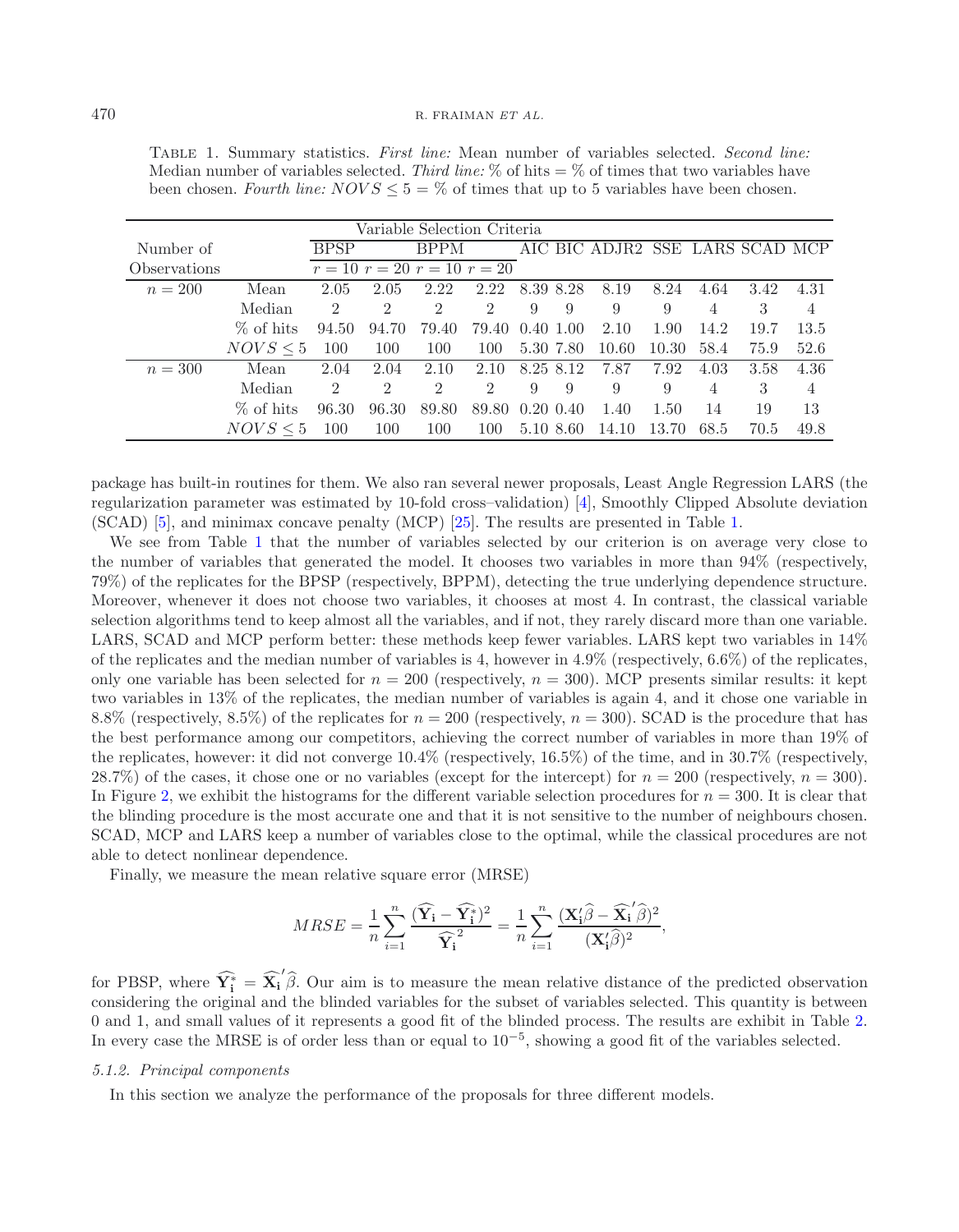Table 1. Summary statistics. *First line:* Mean number of variables selected. *Second line:* Median number of variables selected. *Third line:* % of hits = % of times that two variables have been chosen. *Fourth line:* $NOVS \leq 5$ = % of times that up to 5 variables have been chosen.

| Number of Observations | | Variable Selection Criteria | | | | | | | | | | |
|---|---|---|---|---|---|---|---|---|---|---|---|---|
| | | BPSP | | BPPM | | AIC | BIC | ADJR2 | SSE | LARS | SCAD | MCP |
| | | $r=10$ | $r=20$ | $r=10$ | $r=20$ | | | | | | | |
| $n=200$ | Mean | 2.05 | 2.05 | 2.22 | 2.22 | 8.39 | 8.28 | 8.19 | 8.24 | 4.64 | 3.42 | 4.31 |
| | Median | 2 | 2 | 2 | 2 | 9 | 9 | 9 | 9 | 4 | 3 | 4 |
| | % of hits | 94.50 | 94.70 | 79.40 | 79.40 | 0.40 | 1.00 | 2.10 | 1.90 | 14.2 | 19.7 | 13.5 |
| | $NOVS \leq 5$ | 100 | 100 | 100 | 100 | 5.30 | 7.80 | 10.60 | 10.30 | 58.4 | 75.9 | 52.6 |
| $n=300$ | Mean | 2.04 | 2.04 | 2.10 | 2.10 | 8.25 | 8.12 | 7.87 | 7.92 | 4.03 | 3.58 | 4.36 |
| | Median | 2 | 2 | 2 | 2 | 9 | 9 | 9 | 9 | 4 | 3 | 4 |
| | % of hits | 96.30 | 96.30 | 89.80 | 89.80 | 0.20 | 0.40 | 1.40 | 1.50 | 14 | 19 | 13 |
| | $NOVS \leq 5$ | 100 | 100 | 100 | 100 | 5.10 | 8.60 | 14.10 | 13.70 | 68.5 | 70.5 | 49.8 |

package has built-in routines for them. We also ran several newer proposals, Least Angle Regression LARS (the regularization parameter was estimated by 10-fold cross–validation) [4], Smoothly Clipped Absolute deviation (SCAD) [5], and minimax concave penalty (MCP) [25]. The results are presented in Table 1.

We see from Table 1 that the number of variables selected by our criterion is on average very close to the number of variables that generated the model. It chooses two variables in more than 94% (respectively, 79%) of the replicates for the BPSP (respectively, BPPM), detecting the true underlying dependence structure. Moreover, whenever it does not choose two variables, it chooses at most 4. In contrast, the classical variable selection algorithms tend to keep almost all the variables, and if not, they rarely discard more than one variable. LARS, SCAD and MCP perform better: these methods keep fewer variables. LARS kept two variables in 14% of the replicates and the median number of variables is 4, however in 4.9% (respectively, 6.6%) of the replicates, only one variable has been selected for $n = 200$ (respectively, $n = 300$). MCP presents similar results: it kept two variables in 13% of the replicates, the median number of variables is again 4, and it chose one variable in 8.8% (respectively, 8.5%) of the replicates for $n = 200$ (respectively, $n = 300$). SCAD is the procedure that has the best performance among our competitors, achieving the correct number of variables in more than 19% of the replicates, however: it did not converge 10.4% (respectively, 16.5%) of the time, and in 30.7% (respectively, 28.7%) of the cases, it chose one or no variables (except for the intercept) for $n = 200$ (respectively, $n = 300$). In Figure 2, we exhibit the histograms for the different variable selection procedures for $n = 300$. It is clear that the blinding procedure is the most accurate one and that it is not sensitive to the number of neighbours chosen. SCAD, MCP and LARS keep a number of variables close to the optimal, while the classical procedures are not able to detect nonlinear dependence.

Finally, we measure the mean relative square error (MRSE)

$$MRSE = \frac{1}{n}\sum_{i=1}^{n}\frac{(\widehat{\mathbf{Y}}_{\mathbf{i}} - \widehat{\mathbf{Y}}_{\mathbf{i}}^{*})^2}{\widehat{\mathbf{Y}}_{\mathbf{i}}^{2}} = \frac{1}{n}\sum_{i=1}^{n}\frac{(\mathbf{X}_{\mathbf{i}}'\widehat{\beta} - \widehat{\mathbf{X}}_{\mathbf{i}}{}'\widehat{\beta})^2}{(\mathbf{X}_{\mathbf{i}}'\widehat{\beta})^2},$$

for PBSP, where $\widehat{\mathbf{Y}}_{\mathbf{i}}^{*} = \widehat{\mathbf{X}}_{\mathbf{i}}{}'\widehat{\beta}$. Our aim is to measure the mean relative distance of the predicted observation considering the original and the blinded variables for the subset of variables selected. This quantity is between 0 and 1, and small values of it represents a good fit of the blinded process. The results are exhibit in Table 2. In every case the MRSE is of order less than or equal to $10^{-5}$, showing a good fit of the variables selected.

*5.1.2. Principal components*

In this section we analyze the performance of the proposals for three different models.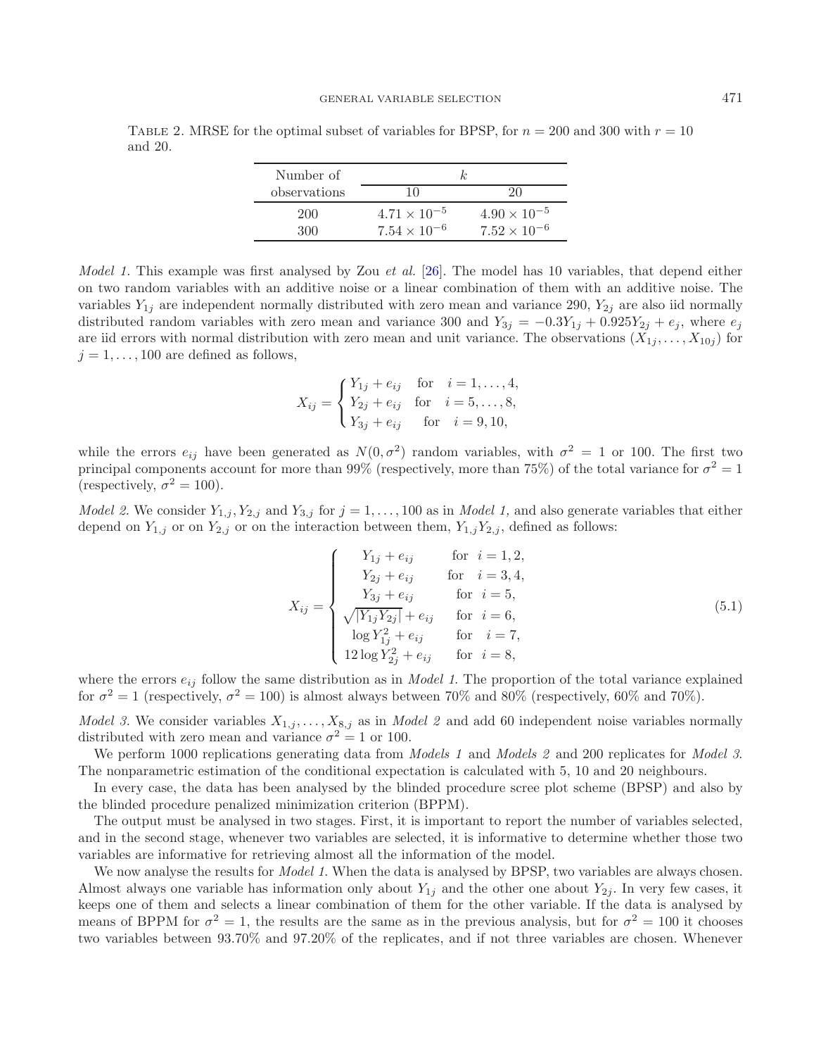TABLE 2. MRSE for the optimal subset of variables for BPSP, for $n = 200$ and 300 with $r = 10$ and 20.

| Number of observations | $k$ | |
|---|---|---|
| | 10 | 20 |
| 200 | $4.71 \times 10^{-5}$ | $4.90 \times 10^{-5}$ |
| 300 | $7.54 \times 10^{-6}$ | $7.52 \times 10^{-6}$ |

*Model 1.* This example was first analysed by Zou *et al.* [26]. The model has 10 variables, that depend either on two random variables with an additive noise or a linear combination of them with an additive noise. The variables $Y_{1j}$ are independent normally distributed with zero mean and variance 290, $Y_{2j}$ are also iid normally distributed random variables with zero mean and variance 300 and $Y_{3j} = -0.3Y_{1j} + 0.925Y_{2j} + e_j$, where $e_j$ are iid errors with normal distribution with zero mean and unit variance. The observations $(X_{1j}, \ldots, X_{10j})$ for $j = 1, \ldots, 100$ are defined as follows,

$$X_{ij} = \begin{cases} Y_{1j} + e_{ij} & \text{for} \quad i = 1, \ldots, 4, \\ Y_{2j} + e_{ij} & \text{for} \quad i = 5, \ldots, 8, \\ Y_{3j} + e_{ij} & \text{for} \quad i = 9, 10, \end{cases}$$

while the errors $e_{ij}$ have been generated as $N(0, \sigma^2)$ random variables, with $\sigma^2 = 1$ or 100. The first two principal components account for more than 99% (respectively, more than 75%) of the total variance for $\sigma^2 = 1$ (respectively, $\sigma^2 = 100$).

*Model 2.* We consider $Y_{1,j}, Y_{2,j}$ and $Y_{3,j}$ for $j = 1, \ldots, 100$ as in *Model 1,* and also generate variables that either depend on $Y_{1,j}$ or on $Y_{2,j}$ or on the interaction between them, $Y_{1,j}Y_{2,j}$, defined as follows:

$$X_{ij} = \begin{cases} Y_{1j} + e_{ij} & \text{for} \quad i = 1, 2, \\ Y_{2j} + e_{ij} & \text{for} \quad i = 3, 4, \\ Y_{3j} + e_{ij} & \text{for} \quad i = 5, \\ \sqrt{|Y_{1j}Y_{2j}|} + e_{ij} & \text{for} \quad i = 6, \\ \log Y_{1j}^2 + e_{ij} & \text{for} \quad i = 7, \\ 12 \log Y_{2j}^2 + e_{ij} & \text{for} \quad i = 8, \end{cases} \tag{5.1}$$

where the errors $e_{ij}$ follow the same distribution as in *Model 1.* The proportion of the total variance explained for $\sigma^2 = 1$ (respectively, $\sigma^2 = 100$) is almost always between 70% and 80% (respectively, 60% and 70%).

*Model 3.* We consider variables $X_{1,j}, \ldots, X_{8,j}$ as in *Model 2* and add 60 independent noise variables normally distributed with zero mean and variance $\sigma^2 = 1$ or 100.

We perform 1000 replications generating data from *Models 1* and *Models 2* and 200 replicates for *Model 3.* The nonparametric estimation of the conditional expectation is calculated with 5, 10 and 20 neighbours.

In every case, the data has been analysed by the blinded procedure scree plot scheme (BPSP) and also by the blinded procedure penalized minimization criterion (BPPM).

The output must be analysed in two stages. First, it is important to report the number of variables selected, and in the second stage, whenever two variables are selected, it is informative to determine whether those two variables are informative for retrieving almost all the information of the model.

We now analyse the results for *Model 1.* When the data is analysed by BPSP, two variables are always chosen. Almost always one variable has information only about $Y_{1j}$ and the other one about $Y_{2j}$. In very few cases, it keeps one of them and selects a linear combination of them for the other variable. If the data is analysed by means of BPPM for $\sigma^2 = 1$, the results are the same as in the previous analysis, but for $\sigma^2 = 100$ it chooses two variables between 93.70% and 97.20% of the replicates, and if not three variables are chosen. Whenever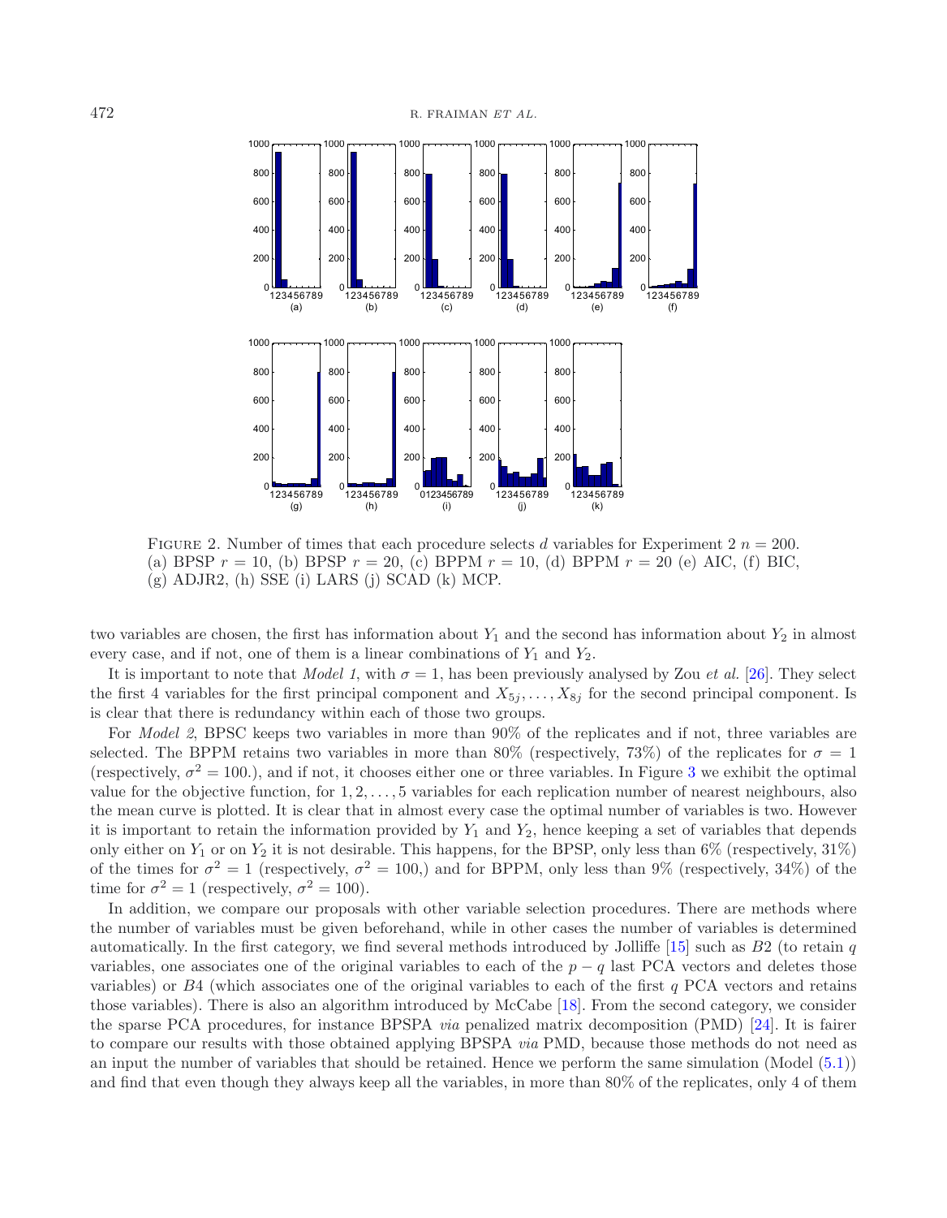FIGURE 2. Number of times that each procedure selects $d$ variables for Experiment 2 $n = 200$. (a) BPSP $r = 10$, (b) BPSP $r = 20$, (c) BPPM $r = 10$, (d) BPPM $r = 20$ (e) AIC, (f) BIC, (g) ADJR2, (h) SSE (i) LARS (j) SCAD (k) MCP.

two variables are chosen, the first has information about $Y_1$ and the second has information about $Y_2$ in almost every case, and if not, one of them is a linear combinations of $Y_1$ and $Y_2$.

It is important to note that *Model 1*, with $\sigma = 1$, has been previously analysed by Zou *et al.* [26]. They select the first 4 variables for the first principal component and $X_{5j}, \ldots, X_{8j}$ for the second principal component. Is is clear that there is redundancy within each of those two groups.

For *Model 2*, BPSC keeps two variables in more than 90% of the replicates and if not, three variables are selected. The BPPM retains two variables in more than 80% (respectively, 73%) of the replicates for $\sigma = 1$ (respectively, $\sigma^2 = 100$.), and if not, it chooses either one or three variables. In Figure 3 we exhibit the optimal value for the objective function, for $1, 2, \ldots, 5$ variables for each replication number of nearest neighbours, also the mean curve is plotted. It is clear that in almost every case the optimal number of variables is two. However it is important to retain the information provided by $Y_1$ and $Y_2$, hence keeping a set of variables that depends only either on $Y_1$ or on $Y_2$ it is not desirable. This happens, for the BPSP, only less than 6% (respectively, 31%) of the times for $\sigma^2 = 1$ (respectively, $\sigma^2 = 100$,) and for BPPM, only less than 9% (respectively, 34%) of the time for $\sigma^2 = 1$ (respectively, $\sigma^2 = 100$).

In addition, we compare our proposals with other variable selection procedures. There are methods where the number of variables must be given beforehand, while in other cases the number of variables is determined automatically. In the first category, we find several methods introduced by Jolliffe [15] such as $B2$ (to retain $q$ variables, one associates one of the original variables to each of the $p - q$ last PCA vectors and deletes those variables) or $B4$ (which associates one of the original variables to each of the first $q$ PCA vectors and retains those variables). There is also an algorithm introduced by McCabe [18]. From the second category, we consider the sparse PCA procedures, for instance BPSPA *via* penalized matrix decomposition (PMD) [24]. It is fairer to compare our results with those obtained applying BPSPA *via* PMD, because those methods do not need as an input the number of variables that should be retained. Hence we perform the same simulation (Model (5.1)) and find that even though they always keep all the variables, in more than 80% of the replicates, only 4 of them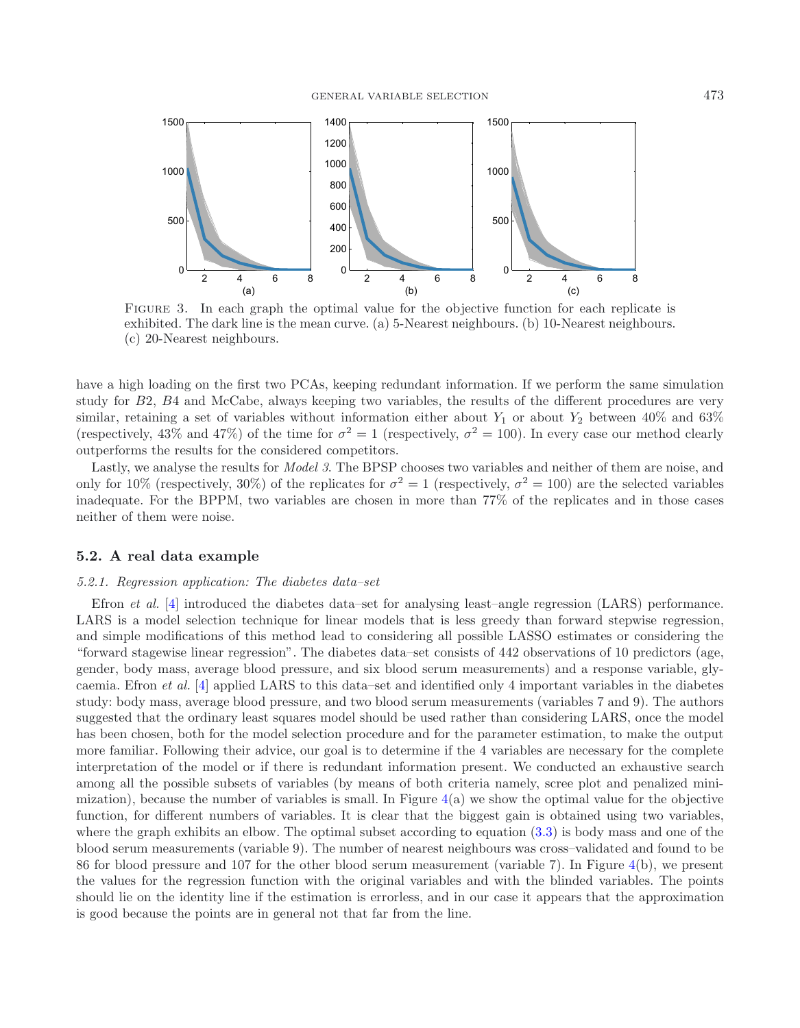FIGURE 3. In each graph the optimal value for the objective function for each replicate is exhibited. The dark line is the mean curve. (a) 5-Nearest neighbours. (b) 10-Nearest neighbours. (c) 20-Nearest neighbours.

have a high loading on the first two PCAs, keeping redundant information. If we perform the same simulation study for $B2$, $B4$ and McCabe, always keeping two variables, the results of the different procedures are very similar, retaining a set of variables without information either about $Y_1$ or about $Y_2$ between 40% and 63% (respectively, 43% and 47%) of the time for $\sigma^2 = 1$ (respectively, $\sigma^2 = 100$). In every case our method clearly outperforms the results for the considered competitors.

Lastly, we analyse the results for *Model 3*. The BPSP chooses two variables and neither of them are noise, and only for 10% (respectively, 30%) of the replicates for $\sigma^2 = 1$ (respectively, $\sigma^2 = 100$) are the selected variables inadequate. For the BPPM, two variables are chosen in more than 77% of the replicates and in those cases neither of them were noise.

### 5.2. A real data example

#### 5.2.1. *Regression application: The diabetes data–set*

Efron *et al.* [4] introduced the diabetes data–set for analysing least–angle regression (LARS) performance. LARS is a model selection technique for linear models that is less greedy than forward stepwise regression, and simple modifications of this method lead to considering all possible LASSO estimates or considering the "forward stagewise linear regression". The diabetes data–set consists of 442 observations of 10 predictors (age, gender, body mass, average blood pressure, and six blood serum measurements) and a response variable, glycaemia. Efron *et al.* [4] applied LARS to this data–set and identified only 4 important variables in the diabetes study: body mass, average blood pressure, and two blood serum measurements (variables 7 and 9). The authors suggested that the ordinary least squares model should be used rather than considering LARS, once the model has been chosen, both for the model selection procedure and for the parameter estimation, to make the output more familiar. Following their advice, our goal is to determine if the 4 variables are necessary for the complete interpretation of the model or if there is redundant information present. We conducted an exhaustive search among all the possible subsets of variables (by means of both criteria namely, scree plot and penalized minimization), because the number of variables is small. In Figure 4(a) we show the optimal value for the objective function, for different numbers of variables. It is clear that the biggest gain is obtained using two variables, where the graph exhibits an elbow. The optimal subset according to equation (3.3) is body mass and one of the blood serum measurements (variable 9). The number of nearest neighbours was cross–validated and found to be 86 for blood pressure and 107 for the other blood serum measurement (variable 7). In Figure 4(b), we present the values for the regression function with the original variables and with the blinded variables. The points should lie on the identity line if the estimation is errorless, and in our case it appears that the approximation is good because the points are in general not that far from the line.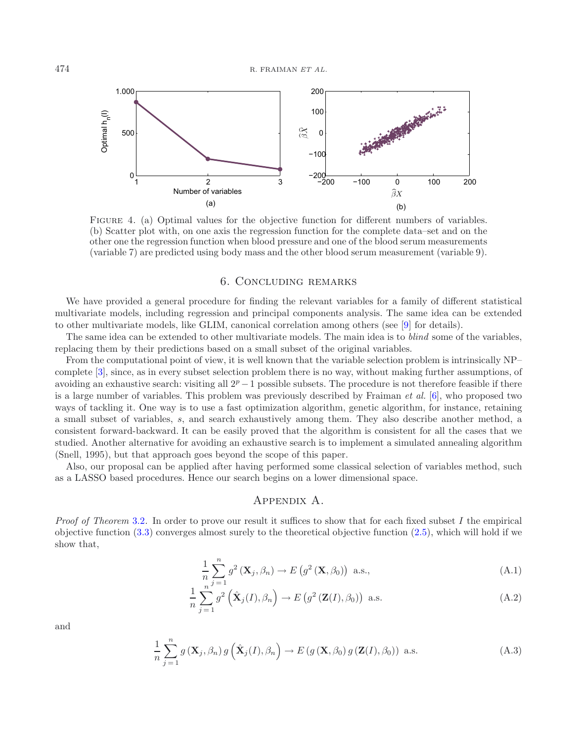FIGURE 4. (a) Optimal values for the objective function for different numbers of variables. (b) Scatter plot with, on one axis the regression function for the complete data–set and on the other one the regression function when blood pressure and one of the blood serum measurements (variable 7) are predicted using body mass and the other blood serum measurement (variable 9).

## 6. Concluding remarks

We have provided a general procedure for finding the relevant variables for a family of different statistical multivariate models, including regression and principal components analysis. The same idea can be extended to other multivariate models, like GLIM, canonical correlation among others (see [9] for details).

The same idea can be extended to other multivariate models. The main idea is to *blind* some of the variables, replacing them by their predictions based on a small subset of the original variables.

From the computational point of view, it is well known that the variable selection problem is intrinsically NP–complete [3], since, as in every subset selection problem there is no way, without making further assumptions, of avoiding an exhaustive search: visiting all $2^p - 1$ possible subsets. The procedure is not therefore feasible if there is a large number of variables. This problem was previously described by Fraiman *et al.* [6], who proposed two ways of tackling it. One way is to use a fast optimization algorithm, genetic algorithm, for instance, retaining a small subset of variables, $s$, and search exhaustively among them. They also describe another method, a consistent forward-backward. It can be easily proved that the algorithm is consistent for all the cases that we studied. Another alternative for avoiding an exhaustive search is to implement a simulated annealing algorithm (Snell, 1995), but that approach goes beyond the scope of this paper.

Also, our proposal can be applied after having performed some classical selection of variables method, such as a LASSO based procedures. Hence our search begins on a lower dimensional space.

## Appendix A.

*Proof of Theorem* 3.2. In order to prove our result it suffices to show that for each fixed subset $I$ the empirical objective function (3.3) converges almost surely to the theoretical objective function (2.5), which will hold if we show that,

$$\frac{1}{n}\sum_{j=1}^{n} g^2(\mathbf{X}_j, \beta_n) \to E\left(g^2(\mathbf{X}, \beta_0)\right) \text{ a.s.,} \tag{A.1}$$

$$\frac{1}{n}\sum_{j=1}^{n} g^2\left(\hat{\mathbf{X}}_j(I), \beta_n\right) \to E\left(g^2(\mathbf{Z}(I), \beta_0)\right) \text{ a.s.} \tag{A.2}$$

and

$$\frac{1}{n}\sum_{j=1}^{n} g(\mathbf{X}_j, \beta_n)\, g\left(\hat{\mathbf{X}}_j(I), \beta_n\right) \to E\left(g(\mathbf{X}, \beta_0)\, g(\mathbf{Z}(I), \beta_0)\right) \text{ a.s.} \tag{A.3}$$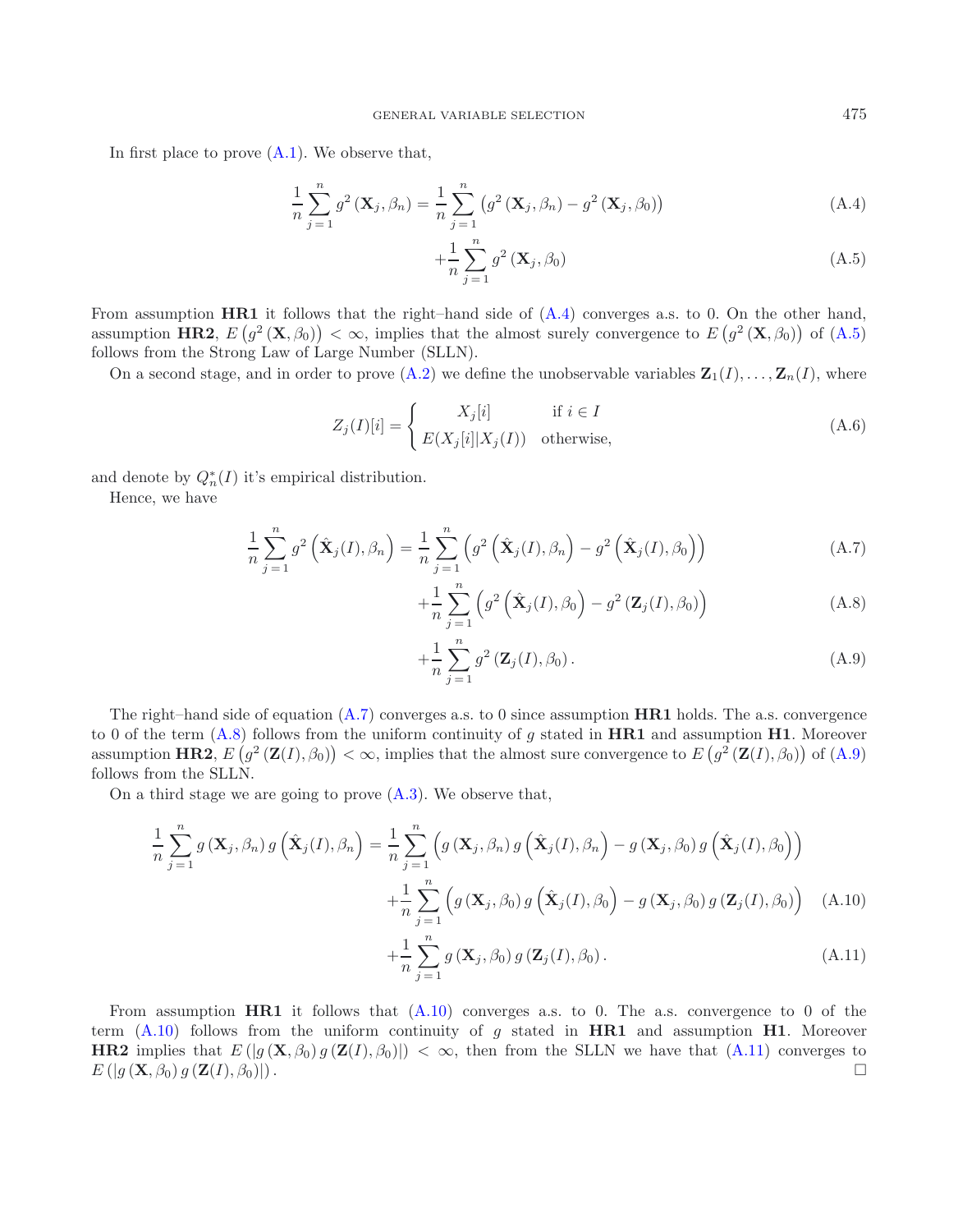In first place to prove (A.1). We observe that,

$$\frac{1}{n}\sum_{j=1}^{n} g^2(\mathbf{X}_j,\beta_n) = \frac{1}{n}\sum_{j=1}^{n}\left(g^2(\mathbf{X}_j,\beta_n) - g^2(\mathbf{X}_j,\beta_0)\right) \tag{A.4}$$

$$+\frac{1}{n}\sum_{j=1}^{n} g^2(\mathbf{X}_j,\beta_0) \tag{A.5}$$

From assumption **HR1** it follows that the right–hand side of (A.4) converges a.s. to 0. On the other hand, assumption **HR2**, $E\left(g^2(\mathbf{X},\beta_0)\right) < \infty$, implies that the almost surely convergence to $E\left(g^2(\mathbf{X},\beta_0)\right)$ of (A.5) follows from the Strong Law of Large Number (SLLN).

On a second stage, and in order to prove (A.2) we define the unobservable variables $\mathbf{Z}_1(I),\ldots,\mathbf{Z}_n(I)$, where

$$Z_j(I)[i] = \begin{cases} X_j[i] & \text{if } i \in I \\ E(X_j[i]|X_j(I)) & \text{otherwise,} \end{cases} \tag{A.6}$$

and denote by $Q_n^*(I)$ it's empirical distribution.

Hence, we have

$$\frac{1}{n}\sum_{j=1}^{n} g^2\left(\hat{\mathbf{X}}_j(I),\beta_n\right) = \frac{1}{n}\sum_{j=1}^{n}\left(g^2\left(\hat{\mathbf{X}}_j(I),\beta_n\right) - g^2\left(\hat{\mathbf{X}}_j(I),\beta_0\right)\right) \tag{A.7}$$

$$+\frac{1}{n}\sum_{j=1}^{n}\left(g^2\left(\hat{\mathbf{X}}_j(I),\beta_0\right) - g^2(\mathbf{Z}_j(I),\beta_0)\right) \tag{A.8}$$

$$+\frac{1}{n}\sum_{j=1}^{n} g^2(\mathbf{Z}_j(I),\beta_0). \tag{A.9}$$

The right–hand side of equation (A.7) converges a.s. to 0 since assumption **HR1** holds. The a.s. convergence to 0 of the term (A.8) follows from the uniform continuity of $g$ stated in **HR1** and assumption **H1**. Moreover assumption **HR2**, $E\left(g^2(\mathbf{Z}(I),\beta_0)\right) < \infty$, implies that the almost sure convergence to $E\left(g^2(\mathbf{Z}(I),\beta_0)\right)$ of (A.9) follows from the SLLN.

On a third stage we are going to prove (A.3). We observe that,

$$\frac{1}{n}\sum_{j=1}^{n} g(\mathbf{X}_j,\beta_n)\, g\left(\hat{\mathbf{X}}_j(I),\beta_n\right) = \frac{1}{n}\sum_{j=1}^{n}\left(g(\mathbf{X}_j,\beta_n)\, g\left(\hat{\mathbf{X}}_j(I),\beta_n\right) - g(\mathbf{X}_j,\beta_0)\, g\left(\hat{\mathbf{X}}_j(I),\beta_0\right)\right)$$

$$+\frac{1}{n}\sum_{j=1}^{n}\left(g(\mathbf{X}_j,\beta_0)\, g\left(\hat{\mathbf{X}}_j(I),\beta_0\right) - g(\mathbf{X}_j,\beta_0)\, g(\mathbf{Z}_j(I),\beta_0)\right) \tag{A.10}$$

$$+\frac{1}{n}\sum_{j=1}^{n} g(\mathbf{X}_j,\beta_0)\, g(\mathbf{Z}_j(I),\beta_0). \tag{A.11}$$

From assumption **HR1** it follows that (A.10) converges a.s. to 0. The a.s. convergence to 0 of the term (A.10) follows from the uniform continuity of $g$ stated in **HR1** and assumption **H1**. Moreover **HR2** implies that $E\left(|g(\mathbf{X},\beta_0)\, g(\mathbf{Z}(I),\beta_0)|\right) < \infty$, then from the SLLN we have that (A.11) converges to $E\left(|g(\mathbf{X},\beta_0)\, g(\mathbf{Z}(I),\beta_0)|\right)$. □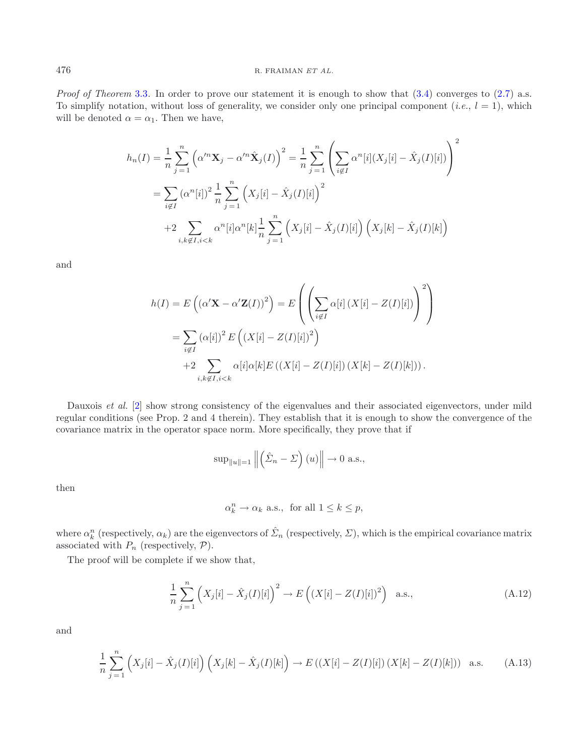*Proof of Theorem* 3.3. In order to prove our statement it is enough to show that (3.4) converges to (2.7) a.s. To simplify notation, without loss of generality, we consider only one principal component (*i.e.*, $l = 1$), which will be denoted $\alpha = \alpha_1$. Then we have,

$$
\begin{aligned}
h_n(I) &= \frac{1}{n}\sum_{j=1}^{n}\left(\alpha'^n \mathbf{X}_j - \alpha'^n \hat{\mathbf{X}}_j(I)\right)^2 = \frac{1}{n}\sum_{j=1}^{n}\left(\sum_{i\notin I}\alpha^n[i](X_j[i]-\hat{X}_j(I)[i])\right)^2 \\
&= \sum_{i\notin I}\left(\alpha^n[i]\right)^2 \frac{1}{n}\sum_{j=1}^{n}\left(X_j[i]-\hat{X}_j(I)[i]\right)^2 \\
&\quad + 2\sum_{i,k\notin I, i<k}\alpha^n[i]\alpha^n[k]\frac{1}{n}\sum_{j=1}^{n}\left(X_j[i]-\hat{X}_j(I)[i]\right)\left(X_j[k]-\hat{X}_j(I)[k]\right)
\end{aligned}
$$

and

$$
\begin{aligned}
h(I) &= E\left(\left(\alpha'\mathbf{X} - \alpha'\mathbf{Z}(I)\right)^2\right) = E\left(\left(\sum_{i\notin I}\alpha[i]\left(X[i]-Z(I)[i]\right)\right)^2\right) \\
&= \sum_{i\notin I}\left(\alpha[i]\right)^2 E\left(\left(X[i]-Z(I)[i]\right)^2\right) \\
&\quad + 2\sum_{i,k\notin I, i<k}\alpha[i]\alpha[k]E\left(\left(X[i]-Z(I)[i]\right)\left(X[k]-Z(I)[k]\right)\right).
\end{aligned}
$$

Dauxois *et al.* [2] show strong consistency of the eigenvalues and their associated eigenvectors, under mild regular conditions (see Prop. 2 and 4 therein). They establish that it is enough to show the convergence of the covariance matrix in the operator space norm. More specifically, they prove that if

$$
\sup_{\|u\|=1}\left\|\left(\hat{\Sigma}_n - \Sigma\right)(u)\right\| \to 0 \text{ a.s.},
$$

then

$$
\alpha_k^n \to \alpha_k \text{ a.s., for all } 1 \leq k \leq p,
$$

where $\alpha_k^n$ (respectively, $\alpha_k$) are the eigenvectors of $\hat{\Sigma}_n$ (respectively, $\Sigma$), which is the empirical covariance matrix associated with $P_n$ (respectively, $\mathcal{P}$).

The proof will be complete if we show that,

$$
\frac{1}{n}\sum_{j=1}^{n}\left(X_j[i]-\hat{X}_j(I)[i]\right)^2 \to E\left(\left(X[i]-Z(I)[i]\right)^2\right) \quad \text{a.s.,} \tag{A.12}
$$

and

$$
\frac{1}{n}\sum_{j=1}^{n}\left(X_j[i]-\hat{X}_j(I)[i]\right)\left(X_j[k]-\hat{X}_j(I)[k]\right) \to E\left(\left(X[i]-Z(I)[i]\right)\left(X[k]-Z(I)[k]\right)\right) \quad \text{a.s.} \tag{A.13}
$$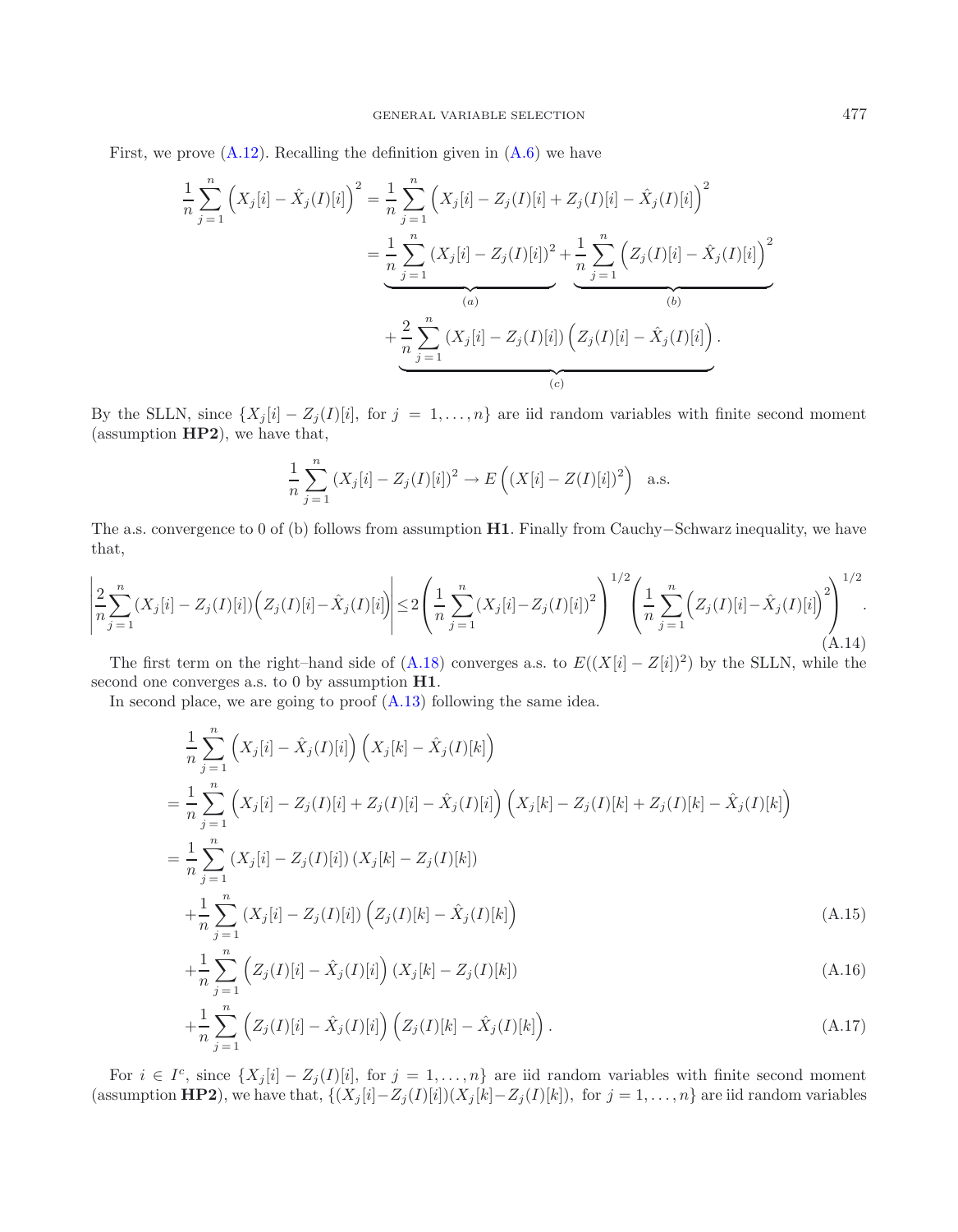First, we prove (A.12). Recalling the definition given in (A.6) we have

$$
\begin{aligned}
\frac{1}{n}\sum_{j=1}^{n}\left(X_j[i]-\hat{X}_j(I)[i]\right)^2 &= \frac{1}{n}\sum_{j=1}^{n}\left(X_j[i]-Z_j(I)[i]+Z_j(I)[i]-\hat{X}_j(I)[i]\right)^2 \\
&= \underbrace{\frac{1}{n}\sum_{j=1}^{n}\left(X_j[i]-Z_j(I)[i]\right)^2}_{(a)} + \underbrace{\frac{1}{n}\sum_{j=1}^{n}\left(Z_j(I)[i]-\hat{X}_j(I)[i]\right)^2}_{(b)} \\
&\quad + \underbrace{\frac{2}{n}\sum_{j=1}^{n}\left(X_j[i]-Z_j(I)[i]\right)\left(Z_j(I)[i]-\hat{X}_j(I)[i]\right)}_{(c)}.
\end{aligned}
$$

By the SLLN, since $\{X_j[i]-Z_j(I)[i],\ \text{for}\ j=1,\ldots,n\}$ are iid random variables with finite second moment (assumption **HP2**), we have that,

$$
\frac{1}{n}\sum_{j=1}^{n}\left(X_j[i]-Z_j(I)[i]\right)^2 \to E\left((X[i]-Z(I)[i])^2\right) \quad \text{a.s.}
$$

The a.s. convergence to 0 of (b) follows from assumption **H1**. Finally from Cauchy−Schwarz inequality, we have that,

$$
\left|\frac{2}{n}\sum_{j=1}^{n}\left(X_j[i]-Z_j(I)[i]\right)\left(Z_j(I)[i]-\hat{X}_j(I)[i]\right)\right| \leq 2\left(\frac{1}{n}\sum_{j=1}^{n}\left(X_j[i]-Z_j(I)[i]\right)^2\right)^{1/2}\left(\frac{1}{n}\sum_{j=1}^{n}\left(Z_j(I)[i]-\hat{X}_j(I)[i]\right)^2\right)^{1/2}. \tag{A.14}
$$

The first term on the right–hand side of (A.18) converges a.s. to $E((X[i]-Z[i])^2)$ by the SLLN, while the second one converges a.s. to 0 by assumption **H1**.

In second place, we are going to proof (A.13) following the same idea.

$$
\begin{aligned}
&\frac{1}{n}\sum_{j=1}^{n}\left(X_j[i]-\hat{X}_j(I)[i]\right)\left(X_j[k]-\hat{X}_j(I)[k]\right) \\
&= \frac{1}{n}\sum_{j=1}^{n}\left(X_j[i]-Z_j(I)[i]+Z_j(I)[i]-\hat{X}_j(I)[i]\right)\left(X_j[k]-Z_j(I)[k]+Z_j(I)[k]-\hat{X}_j(I)[k]\right) \\
&= \frac{1}{n}\sum_{j=1}^{n}\left(X_j[i]-Z_j(I)[i]\right)\left(X_j[k]-Z_j(I)[k]\right) \\
&\quad + \frac{1}{n}\sum_{j=1}^{n}\left(X_j[i]-Z_j(I)[i]\right)\left(Z_j(I)[k]-\hat{X}_j(I)[k]\right) && \text{(A.15)} \\
&\quad + \frac{1}{n}\sum_{j=1}^{n}\left(Z_j(I)[i]-\hat{X}_j(I)[i]\right)\left(X_j[k]-Z_j(I)[k]\right) && \text{(A.16)} \\
&\quad + \frac{1}{n}\sum_{j=1}^{n}\left(Z_j(I)[i]-\hat{X}_j(I)[i]\right)\left(Z_j(I)[k]-\hat{X}_j(I)[k]\right). && \text{(A.17)}
\end{aligned}
$$

For $i \in I^c$, since $\{X_j[i]-Z_j(I)[i],\ \text{for}\ j=1,\ldots,n\}$ are iid random variables with finite second moment (assumption **HP2**), we have that, $\{(X_j[i]-Z_j(I)[i])(X_j[k]-Z_j(I)[k]),\ \text{for}\ j=1,\ldots,n\}$ are iid random variables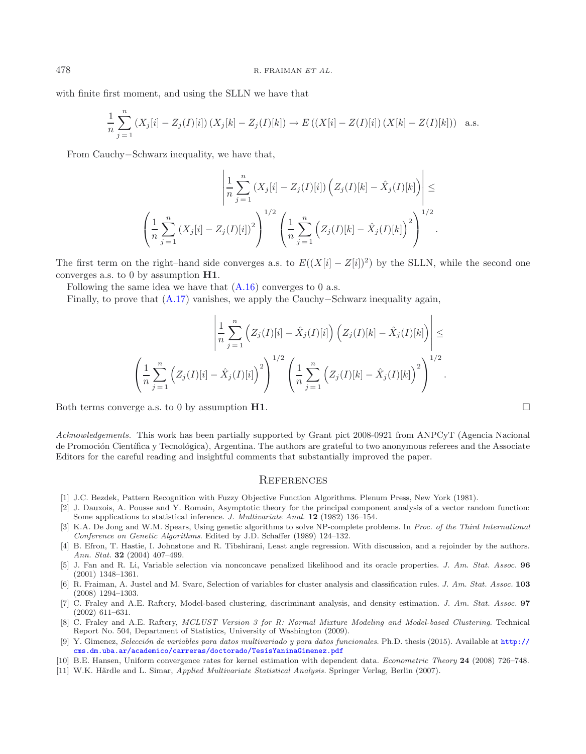with finite first moment, and using the SLLN we have that

$$\frac{1}{n}\sum_{j=1}^{n}\left(X_j[i]-Z_j(I)[i]\right)\left(X_j[k]-Z_j(I)[k]\right)\to E\left(\left(X[i]-Z(I)[i]\right)\left(X[k]-Z(I)[k]\right)\right)\quad \text{a.s.}$$

From Cauchy−Schwarz inequality, we have that,

$$\left|\frac{1}{n}\sum_{j=1}^{n}\left(X_j[i]-Z_j(I)[i]\right)\left(Z_j(I)[k]-\hat{X}_j(I)[k]\right)\right|\leq$$
$$\left(\frac{1}{n}\sum_{j=1}^{n}\left(X_j[i]-Z_j(I)[i]\right)^2\right)^{1/2}\left(\frac{1}{n}\sum_{j=1}^{n}\left(Z_j(I)[k]-\hat{X}_j(I)[k]\right)^2\right)^{1/2}.$$

The first term on the right–hand side converges a.s. to $E((X[i]-Z[i])^2)$ by the SLLN, while the second one converges a.s. to 0 by assumption **H1**.

Following the same idea we have that (A.16) converges to 0 a.s.

Finally, to prove that (A.17) vanishes, we apply the Cauchy−Schwarz inequality again,

$$\left|\frac{1}{n}\sum_{j=1}^{n}\left(Z_j(I)[i]-\hat{X}_j(I)[i]\right)\left(Z_j(I)[k]-\hat{X}_j(I)[k]\right)\right|\leq$$
$$\left(\frac{1}{n}\sum_{j=1}^{n}\left(Z_j(I)[i]-\hat{X}_j(I)[i]\right)^2\right)^{1/2}\left(\frac{1}{n}\sum_{j=1}^{n}\left(Z_j(I)[k]-\hat{X}_j(I)[k]\right)^2\right)^{1/2}.$$

Both terms converge a.s. to 0 by assumption **H1**. □

*Acknowledgements.* This work has been partially supported by Grant pict 2008-0921 from ANPCyT (Agencia Nacional de Promoción Científica y Tecnológica), Argentina. The authors are grateful to two anonymous referees and the Associate Editors for the careful reading and insightful comments that substantially improved the paper.

## References

[1] J.C. Bezdek, Pattern Recognition with Fuzzy Objective Function Algorithms. Plenum Press, New York (1981).

[2] J. Dauxois, A. Pousse and Y. Romain, Asymptotic theory for the principal component analysis of a vector random function: Some applications to statistical inference. *J. Multivariate Anal.* **12** (1982) 136–154.

[3] K.A. De Jong and W.M. Spears, Using genetic algorithms to solve NP-complete problems. In *Proc. of the Third International Conference on Genetic Algorithms*. Edited by J.D. Schaffer (1989) 124–132.

[4] B. Efron, T. Hastie, I. Johnstone and R. Tibshirani, Least angle regression. With discussion, and a rejoinder by the authors. *Ann. Stat.* **32** (2004) 407–499.

[5] J. Fan and R. Li, Variable selection via nonconcave penalized likelihood and its oracle properties. *J. Am. Stat. Assoc.* **96** (2001) 1348–1361.

[6] R. Fraiman, A. Justel and M. Svarc, Selection of variables for cluster analysis and classification rules. *J. Am. Stat. Assoc.* **103** (2008) 1294–1303.

[7] C. Fraley and A.E. Raftery, Model-based clustering, discriminant analysis, and density estimation. *J. Am. Stat. Assoc.* **97** (2002) 611–631.

[8] C. Fraley and A.E. Raftery, *MCLUST Version 3 for R: Normal Mixture Modeling and Model-based Clustering*. Technical Report No. 504, Department of Statistics, University of Washington (2009).

[9] Y. Gimenez, *Selección de variables para datos multivariado y para datos funcionales*. Ph.D. thesis (2015). Available at http://cms.dm.uba.ar/academico/carreras/doctorado/TesisYaninaGimenez.pdf

[10] B.E. Hansen, Uniform convergence rates for kernel estimation with dependent data. *Econometric Theory* **24** (2008) 726–748.

[11] W.K. Härdle and L. Simar, *Applied Multivariate Statistical Analysis*. Springer Verlag, Berlin (2007).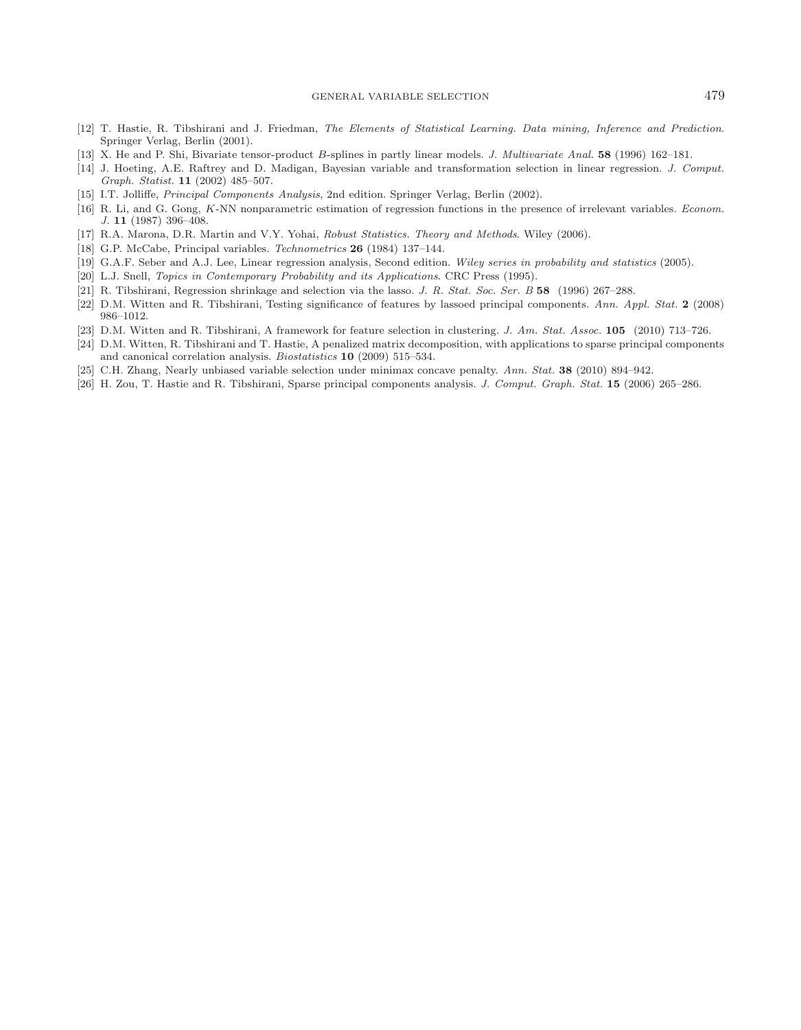[12] T. Hastie, R. Tibshirani and J. Friedman, *The Elements of Statistical Learning. Data mining, Inference and Prediction*. Springer Verlag, Berlin (2001).

[13] X. He and P. Shi, Bivariate tensor-product $B$-splines in partly linear models. *J. Multivariate Anal.* **58** (1996) 162–181.

[14] J. Hoeting, A.E. Raftrey and D. Madigan, Bayesian variable and transformation selection in linear regression. *J. Comput. Graph. Statist.* **11** (2002) 485–507.

[15] I.T. Jolliffe, *Principal Components Analysis*, 2nd edition. Springer Verlag, Berlin (2002).

[16] R. Li, and G. Gong, $K$-NN nonparametric estimation of regression functions in the presence of irrelevant variables. *Econom. J.* **11** (1987) 396–408.

[17] R.A. Marona, D.R. Martin and V.Y. Yohai, *Robust Statistics. Theory and Methods*. Wiley (2006).

[18] G.P. McCabe, Principal variables. *Technometrics* **26** (1984) 137–144.

[19] G.A.F. Seber and A.J. Lee, Linear regression analysis, Second edition. *Wiley series in probability and statistics* (2005).

[20] L.J. Snell, *Topics in Contemporary Probability and its Applications*. CRC Press (1995).

[21] R. Tibshirani, Regression shrinkage and selection via the lasso. *J. R. Stat. Soc. Ser. B* **58** (1996) 267–288.

[22] D.M. Witten and R. Tibshirani, Testing significance of features by lassoed principal components. *Ann. Appl. Stat.* **2** (2008) 986–1012.

[23] D.M. Witten and R. Tibshirani, A framework for feature selection in clustering. *J. Am. Stat. Assoc.* **105** (2010) 713–726.

[24] D.M. Witten, R. Tibshirani and T. Hastie, A penalized matrix decomposition, with applications to sparse principal components and canonical correlation analysis. *Biostatistics* **10** (2009) 515–534.

[25] C.H. Zhang, Nearly unbiased variable selection under minimax concave penalty. *Ann. Stat.* **38** (2010) 894–942.

[26] H. Zou, T. Hastie and R. Tibshirani, Sparse principal components analysis. *J. Comput. Graph. Stat.* **15** (2006) 265–286.